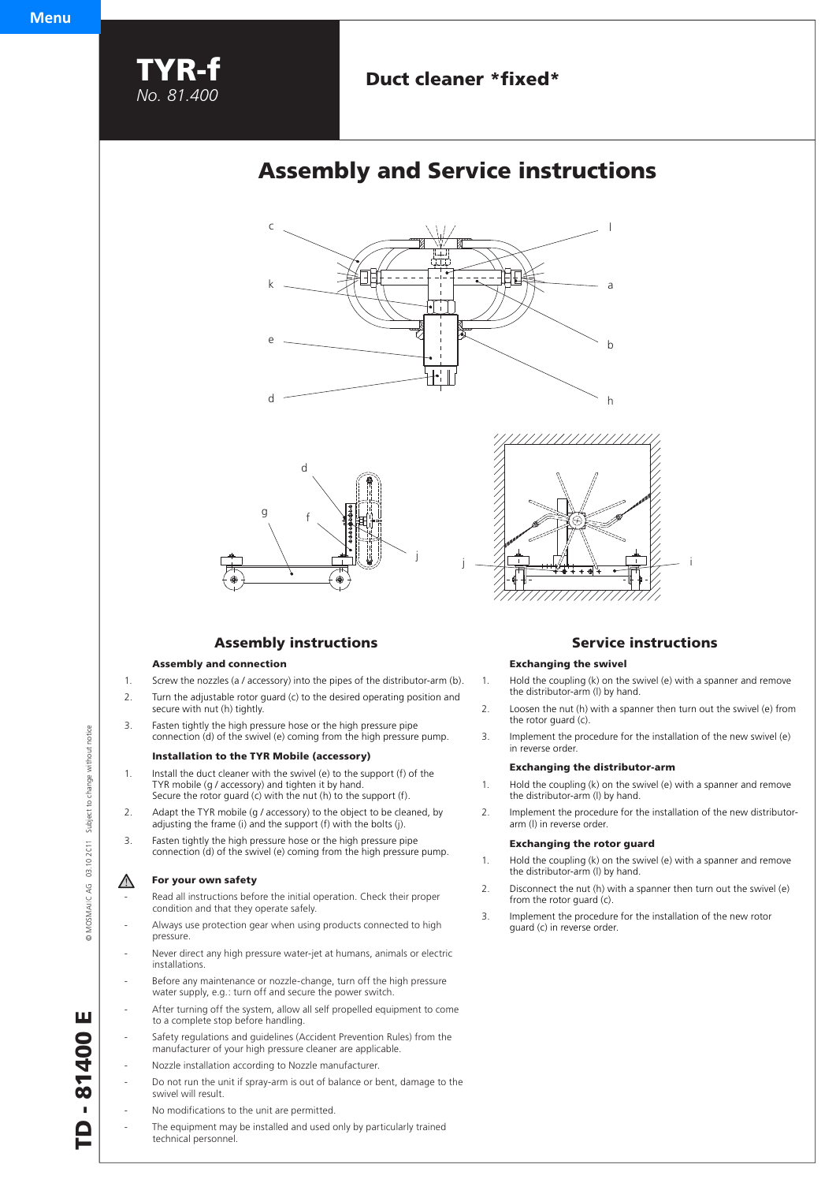# TYR-f

*No. 81.400*

## Duct cleaner *fixed*

# Assembly and Service instructions

## Assembly instructions

### Assembly and connection

1. Screw the nozzles (a / accessory) into the pipes of the distributor-arm (b).
2. Turn the adjustable rotor guard (c) to the desired operating position and secure with nut (h) tightly.
3. Fasten tightly the high pressure hose or the high pressure pipe connection (d) of the swivel (e) coming from the high pressure pump.

### Installation to the TYR Mobile (accessory)

1. Install the duct cleaner with the swivel (e) to the support (f) of the TYR mobile (g / accessory) and tighten it by hand. Secure the rotor guard (c) with the nut (h) to the support (f).
2. Adapt the TYR mobile (g / accessory) to the object to be cleaned, by adjusting the frame (i) and the support (f) with the bolts (j).
3. Fasten tightly the high pressure hose or the high pressure pipe connection (d) of the swivel (e) coming from the high pressure pump.

### ⚠ For your own safety

- Read all instructions before the initial operation. Check their proper condition and that they operate safely.
- Always use protection gear when using products connected to high pressure.
- Never direct any high pressure water-jet at humans, animals or electric installations.
- Before any maintenance or nozzle-change, turn off the high pressure water supply, e.g.: turn off and secure the power switch.
- After turning off the system, allow all self propelled equipment to come to a complete stop before handling.
- Safety regulations and guidelines (Accident Prevention Rules) from the manufacturer of your high pressure cleaner are applicable.
- Nozzle installation according to Nozzle manufacturer.
- Do not run the unit if spray-arm is out of balance or bent, damage to the swivel will result.
- No modifications to the unit are permitted.
- The equipment may be installed and used only by particularly trained technical personnel.

## Service instructions

### Exchanging the swivel

1. Hold the coupling (k) on the swivel (e) with a spanner and remove the distributor-arm (l) by hand.
2. Loosen the nut (h) with a spanner then turn out the swivel (e) from the rotor guard (c).
3. Implement the procedure for the installation of the new swivel (e) in reverse order.

### Exchanging the distributor-arm

1. Hold the coupling (k) on the swivel (e) with a spanner and remove the distributor-arm (l) by hand.
2. Implement the procedure for the installation of the new distributor-arm (l) in reverse order.

### Exchanging the rotor guard

1. Hold the coupling (k) on the swivel (e) with a spanner and remove the distributor-arm (l) by hand.
2. Disconnect the nut (h) with a spanner then turn out the swivel (e) from the rotor guard (c).
3. Implement the procedure for the installation of the new rotor guard (c) in reverse order.

© MOSMATIC AG 03.10.2011 Subject to change without notice

TD - 81400 E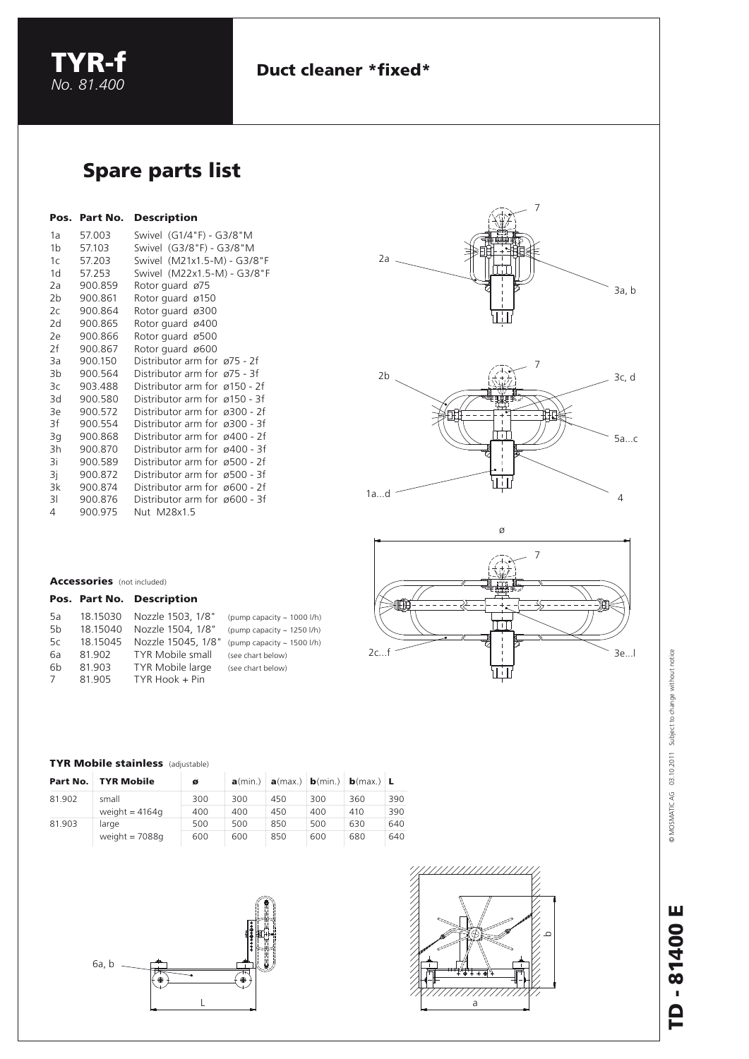# TYR-f
*No. 81.400*

## Duct cleaner *fixed*

# Spare parts list

| Pos. | Part No. | Description |
|---|---|---|
| 1a | 57.003 | Swivel (G1/4"F) - G3/8"M |
| 1b | 57.103 | Swivel (G3/8"F) - G3/8"M |
| 1c | 57.203 | Swivel (M21x1.5-M) - G3/8"F |
| 1d | 57.253 | Swivel (M22x1.5-M) - G3/8"F |
| 2a | 900.859 | Rotor guard ø75 |
| 2b | 900.861 | Rotor guard ø150 |
| 2c | 900.864 | Rotor guard ø300 |
| 2d | 900.865 | Rotor guard ø400 |
| 2e | 900.866 | Rotor guard ø500 |
| 2f | 900.867 | Rotor guard ø600 |
| 3a | 900.150 | Distributor arm for ø75 - 2f |
| 3b | 900.564 | Distributor arm for ø75 - 3f |
| 3c | 903.488 | Distributor arm for ø150 - 2f |
| 3d | 900.580 | Distributor arm for ø150 - 3f |
| 3e | 900.572 | Distributor arm for ø300 - 2f |
| 3f | 900.554 | Distributor arm for ø300 - 3f |
| 3g | 900.868 | Distributor arm for ø400 - 2f |
| 3h | 900.870 | Distributor arm for ø400 - 3f |
| 3i | 900.589 | Distributor arm for ø500 - 2f |
| 3j | 900.872 | Distributor arm for ø500 - 3f |
| 3k | 900.874 | Distributor arm for ø600 - 2f |
| 3l | 900.876 | Distributor arm for ø600 - 3f |
| 4 | 900.975 | Nut M28x1.5 |

7
2a
3a, b
7
2b
3c, d
5a...c
1a...d
4
ø
7
2c...f
3e...l

### Accessories (not included)

| Pos. | Part No. | Description | |
|---|---|---|---|
| 5a | 18.15030 | Nozzle 1503, 1/8" | (pump capacity ~ 1000 l/h) |
| 5b | 18.15040 | Nozzle 1504, 1/8" | (pump capacity ~ 1250 l/h) |
| 5c | 18.15045 | Nozzle 15045, 1/8" | (pump capacity ~ 1500 l/h) |
| 6a | 81.902 | TYR Mobile small | (see chart below) |
| 6b | 81.903 | TYR Mobile large | (see chart below) |
| 7 | 81.905 | TYR Hook + Pin | |

### TYR Mobile stainless (adjustable)

| Part No. | TYR Mobile | ø | **a**(min.) | **a**(max.) | **b**(min.) | **b**(max.) | L |
|---|---|---|---|---|---|---|---|
| 81.902 | small | 300 | 300 | 450 | 300 | 360 | 390 |
| | weight = 4164g | 400 | 400 | 450 | 400 | 410 | 390 |
| 81.903 | large | 500 | 500 | 850 | 500 | 630 | 640 |
| | weight = 7088g | 600 | 600 | 850 | 600 | 680 | 640 |

6a, b
L
b
a

© MOSMATIC AG 03.10.2011 Subject to change without notice

**TD - 81400 E**